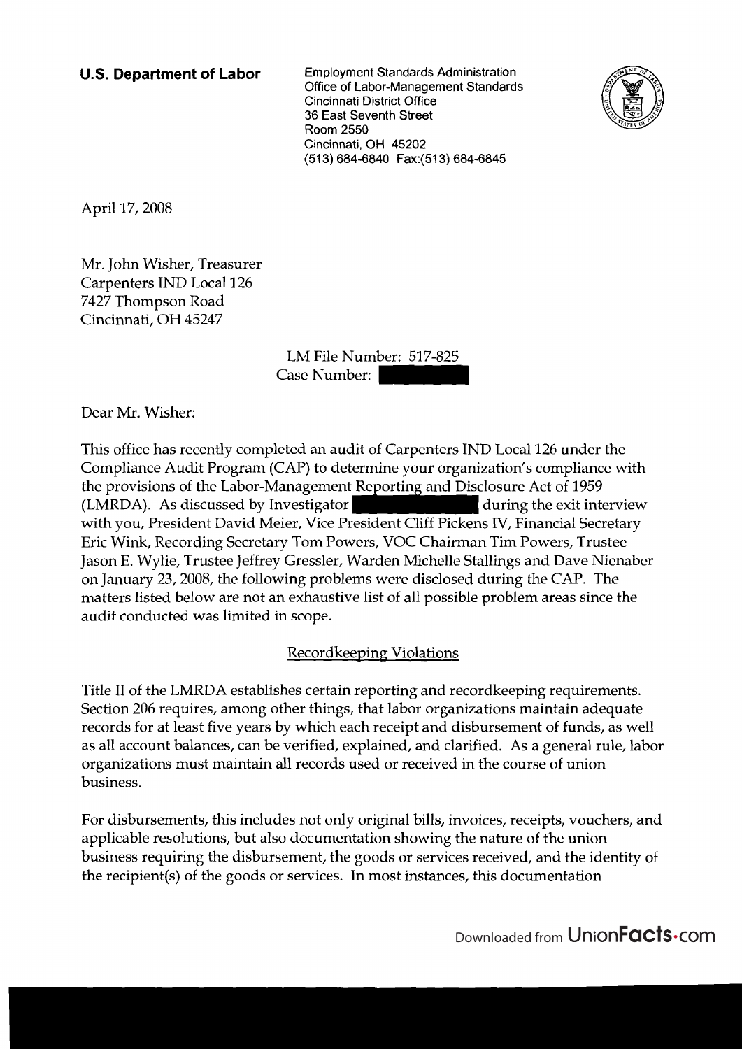**U.S. Department of Labor**

Employment Standards Administration
Office of Labor-Management Standards
Cincinnati District Office
36 East Seventh Street
Room 2550
Cincinnati, OH 45202
(513) 684-6840 Fax:(513) 684-6845

April 17, 2008

Mr. John Wisher, Treasurer
Carpenters IND Local 126
7427 Thompson Road
Cincinnati, OH 45247

LM File Number: 517-825
Case Number: [redacted]

Dear Mr. Wisher:

This office has recently completed an audit of Carpenters IND Local 126 under the Compliance Audit Program (CAP) to determine your organization's compliance with the provisions of the Labor-Management Reporting and Disclosure Act of 1959 (LMRDA). As discussed by Investigator [redacted] during the exit interview with you, President David Meier, Vice President Cliff Pickens IV, Financial Secretary Eric Wink, Recording Secretary Tom Powers, VOC Chairman Tim Powers, Trustee Jason E. Wylie, Trustee Jeffrey Gressler, Warden Michelle Stallings and Dave Nienaber on January 23, 2008, the following problems were disclosed during the CAP. The matters listed below are not an exhaustive list of all possible problem areas since the audit conducted was limited in scope.

## Recordkeeping Violations

Title II of the LMRDA establishes certain reporting and recordkeeping requirements. Section 206 requires, among other things, that labor organizations maintain adequate records for at least five years by which each receipt and disbursement of funds, as well as all account balances, can be verified, explained, and clarified. As a general rule, labor organizations must maintain all records used or received in the course of union business.

For disbursements, this includes not only original bills, invoices, receipts, vouchers, and applicable resolutions, but also documentation showing the nature of the union business requiring the disbursement, the goods or services received, and the identity of the recipient(s) of the goods or services. In most instances, this documentation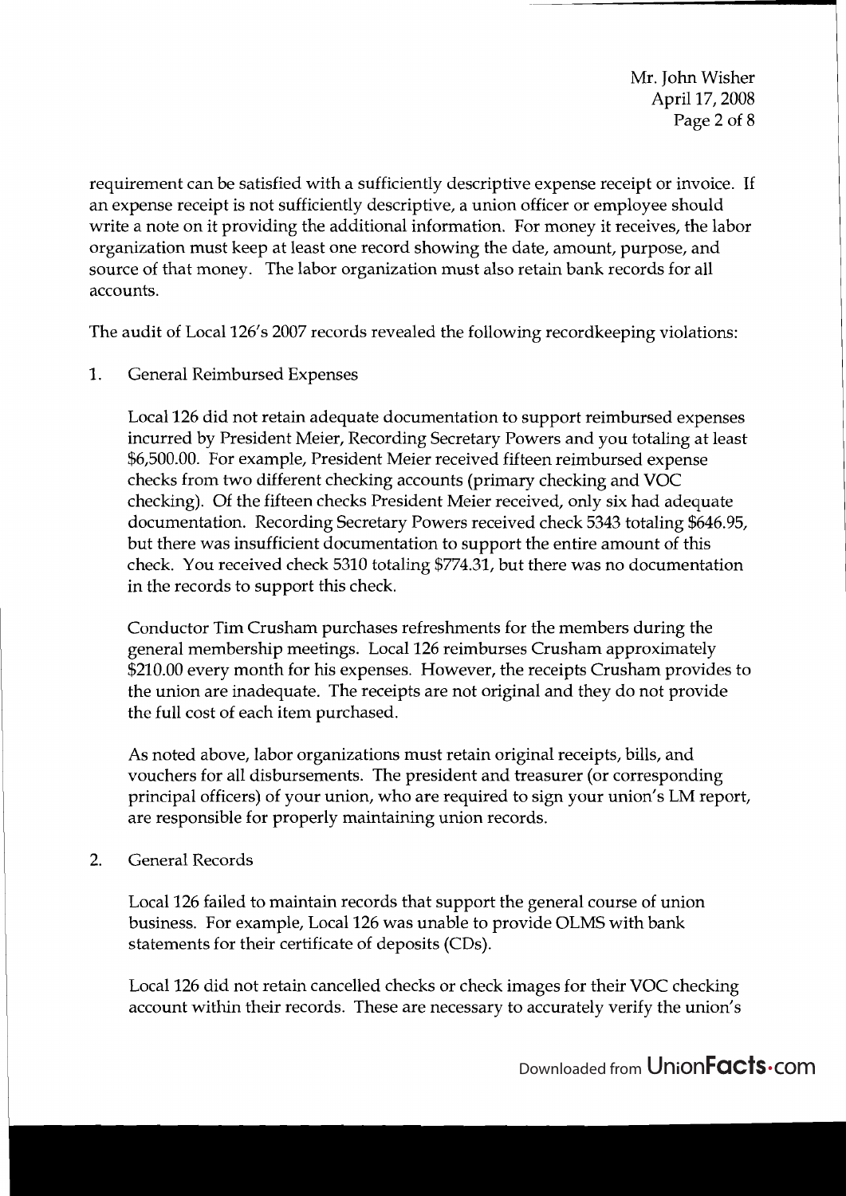requirement can be satisfied with a sufficiently descriptive expense receipt or invoice. If an expense receipt is not sufficiently descriptive, a union officer or employee should write a note on it providing the additional information. For money it receives, the labor organization must keep at least one record showing the date, amount, purpose, and source of that money. The labor organization must also retain bank records for all accounts.

The audit of Local 126's 2007 records revealed the following recordkeeping violations:

1. General Reimbursed Expenses

   Local 126 did not retain adequate documentation to support reimbursed expenses incurred by President Meier, Recording Secretary Powers and you totaling at least $6,500.00. For example, President Meier received fifteen reimbursed expense checks from two different checking accounts (primary checking and VOC checking). Of the fifteen checks President Meier received, only six had adequate documentation. Recording Secretary Powers received check 5343 totaling $646.95, but there was insufficient documentation to support the entire amount of this check. You received check 5310 totaling $774.31, but there was no documentation in the records to support this check.

   Conductor Tim Crusham purchases refreshments for the members during the general membership meetings. Local 126 reimburses Crusham approximately $210.00 every month for his expenses. However, the receipts Crusham provides to the union are inadequate. The receipts are not original and they do not provide the full cost of each item purchased.

   As noted above, labor organizations must retain original receipts, bills, and vouchers for all disbursements. The president and treasurer (or corresponding principal officers) of your union, who are required to sign your union's LM report, are responsible for properly maintaining union records.

2. General Records

   Local 126 failed to maintain records that support the general course of union business. For example, Local 126 was unable to provide OLMS with bank statements for their certificate of deposits (CDs).

   Local 126 did not retain cancelled checks or check images for their VOC checking account within their records. These are necessary to accurately verify the union's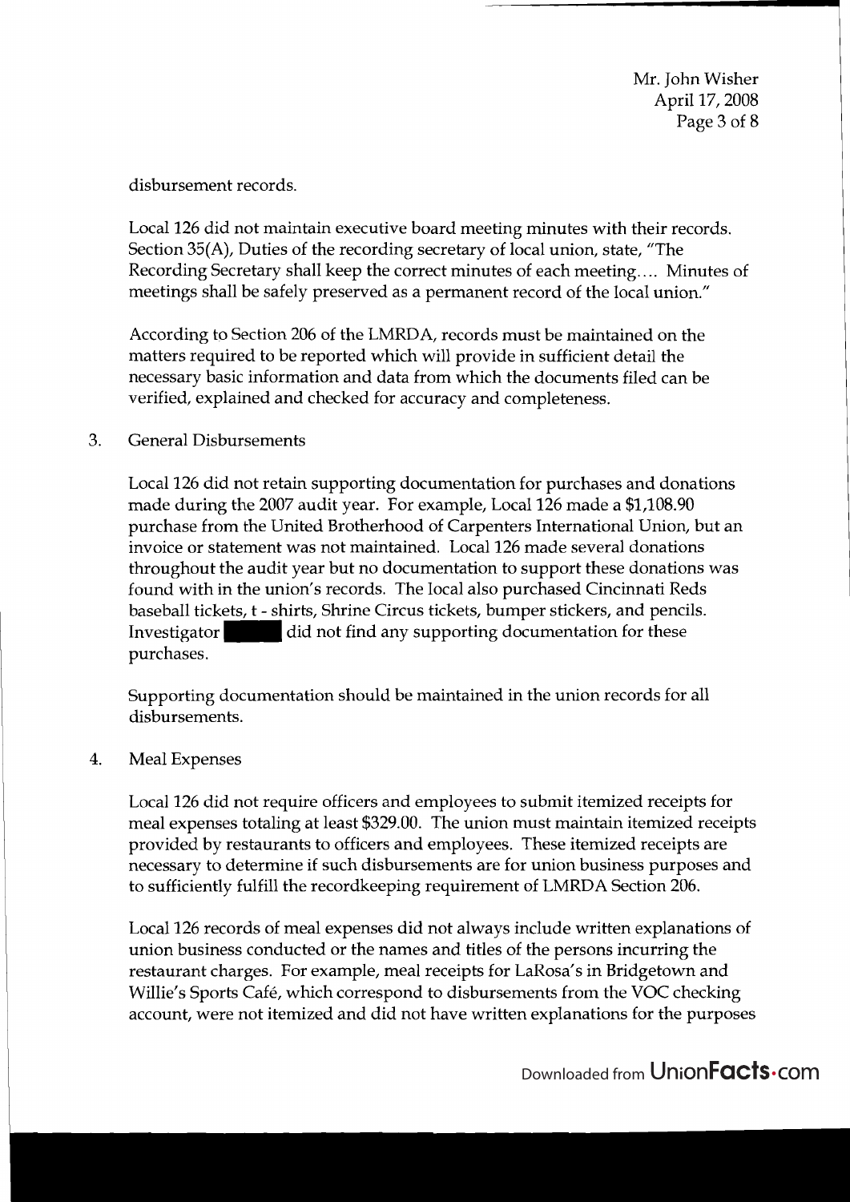disbursement records.

Local 126 did not maintain executive board meeting minutes with their records. Section 35(A), Duties of the recording secretary of local union, state, "The Recording Secretary shall keep the correct minutes of each meeting.... Minutes of meetings shall be safely preserved as a permanent record of the local union."

According to Section 206 of the LMRDA, records must be maintained on the matters required to be reported which will provide in sufficient detail the necessary basic information and data from which the documents filed can be verified, explained and checked for accuracy and completeness.

3. General Disbursements

   Local 126 did not retain supporting documentation for purchases and donations made during the 2007 audit year. For example, Local 126 made a $1,108.90 purchase from the United Brotherhood of Carpenters International Union, but an invoice or statement was not maintained. Local 126 made several donations throughout the audit year but no documentation to support these donations was found with in the union's records. The local also purchased Cincinnati Reds baseball tickets, t - shirts, Shrine Circus tickets, bumper stickers, and pencils. Investigator [redacted] did not find any supporting documentation for these purchases.

   Supporting documentation should be maintained in the union records for all disbursements.

4. Meal Expenses

   Local 126 did not require officers and employees to submit itemized receipts for meal expenses totaling at least $329.00. The union must maintain itemized receipts provided by restaurants to officers and employees. These itemized receipts are necessary to determine if such disbursements are for union business purposes and to sufficiently fulfill the recordkeeping requirement of LMRDA Section 206.

   Local 126 records of meal expenses did not always include written explanations of union business conducted or the names and titles of the persons incurring the restaurant charges. For example, meal receipts for LaRosa's in Bridgetown and Willie's Sports Café, which correspond to disbursements from the VOC checking account, were not itemized and did not have written explanations for the purposes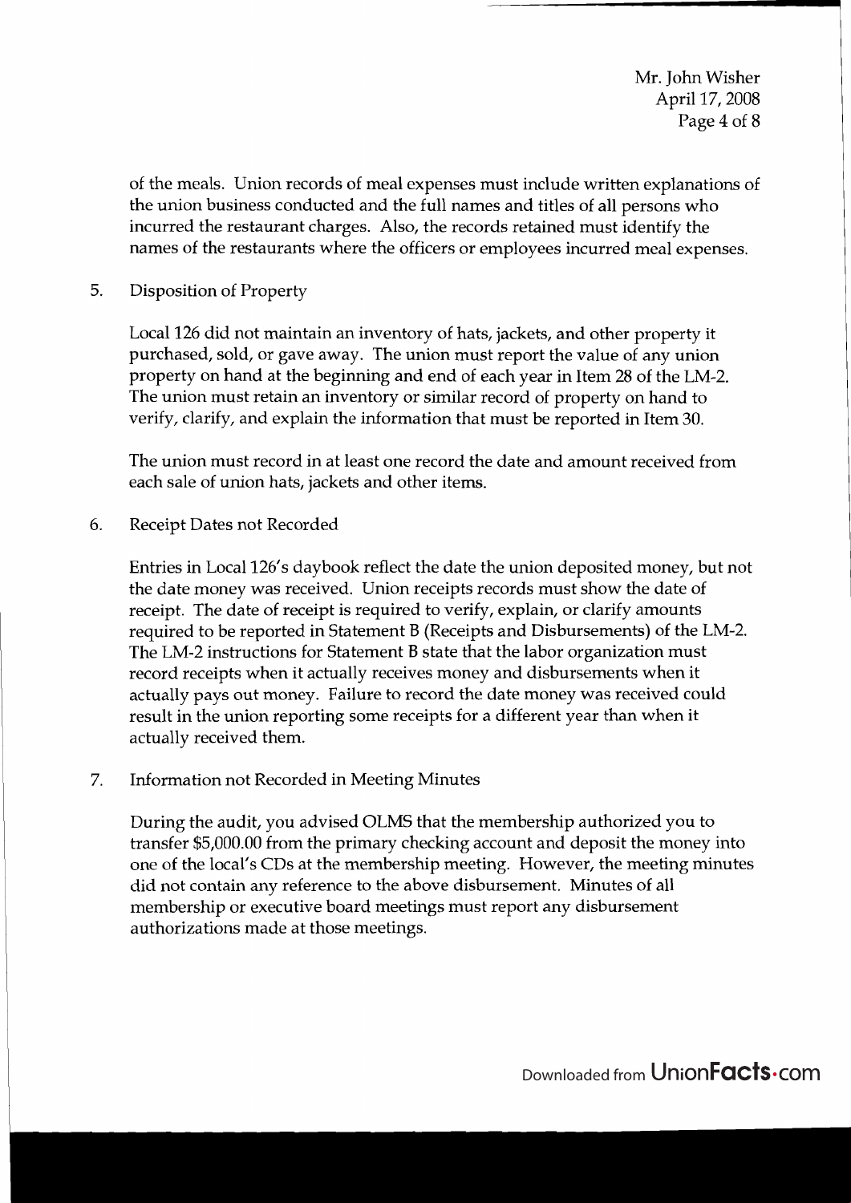of the meals. Union records of meal expenses must include written explanations of the union business conducted and the full names and titles of all persons who incurred the restaurant charges. Also, the records retained must identify the names of the restaurants where the officers or employees incurred meal expenses.

5. Disposition of Property

   Local 126 did not maintain an inventory of hats, jackets, and other property it purchased, sold, or gave away. The union must report the value of any union property on hand at the beginning and end of each year in Item 28 of the LM-2. The union must retain an inventory or similar record of property on hand to verify, clarify, and explain the information that must be reported in Item 30.

   The union must record in at least one record the date and amount received from each sale of union hats, jackets and other items.

6. Receipt Dates not Recorded

   Entries in Local 126's daybook reflect the date the union deposited money, but not the date money was received. Union receipts records must show the date of receipt. The date of receipt is required to verify, explain, or clarify amounts required to be reported in Statement B (Receipts and Disbursements) of the LM-2. The LM-2 instructions for Statement B state that the labor organization must record receipts when it actually receives money and disbursements when it actually pays out money. Failure to record the date money was received could result in the union reporting some receipts for a different year than when it actually received them.

7. Information not Recorded in Meeting Minutes

   During the audit, you advised OLMS that the membership authorized you to transfer $5,000.00 from the primary checking account and deposit the money into one of the local's CDs at the membership meeting. However, the meeting minutes did not contain any reference to the above disbursement. Minutes of all membership or executive board meetings must report any disbursement authorizations made at those meetings.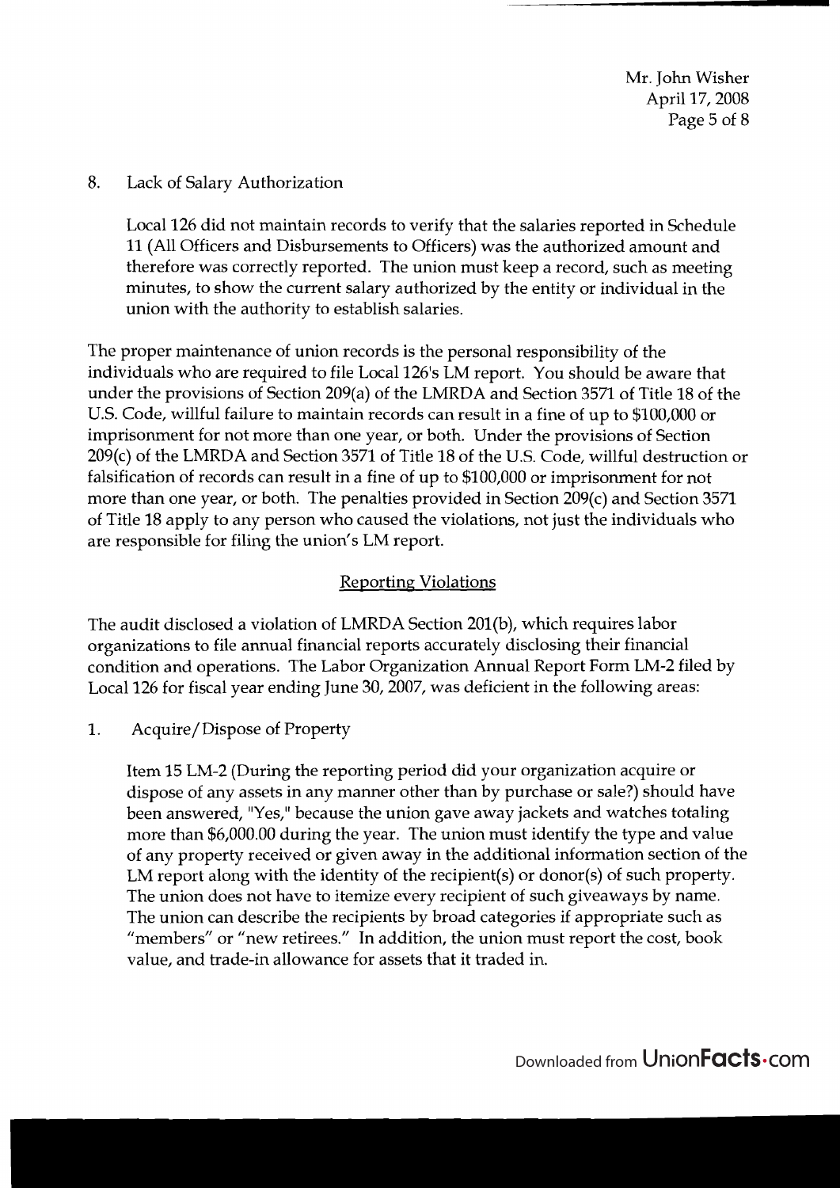8. Lack of Salary Authorization

   Local 126 did not maintain records to verify that the salaries reported in Schedule 11 (All Officers and Disbursements to Officers) was the authorized amount and therefore was correctly reported. The union must keep a record, such as meeting minutes, to show the current salary authorized by the entity or individual in the union with the authority to establish salaries.

The proper maintenance of union records is the personal responsibility of the individuals who are required to file Local 126's LM report. You should be aware that under the provisions of Section 209(a) of the LMRDA and Section 3571 of Title 18 of the U.S. Code, willful failure to maintain records can result in a fine of up to $100,000 or imprisonment for not more than one year, or both. Under the provisions of Section 209(c) of the LMRDA and Section 3571 of Title 18 of the U.S. Code, willful destruction or falsification of records can result in a fine of up to $100,000 or imprisonment for not more than one year, or both. The penalties provided in Section 209(c) and Section 3571 of Title 18 apply to any person who caused the violations, not just the individuals who are responsible for filing the union's LM report.

## Reporting Violations

The audit disclosed a violation of LMRDA Section 201(b), which requires labor organizations to file annual financial reports accurately disclosing their financial condition and operations. The Labor Organization Annual Report Form LM-2 filed by Local 126 for fiscal year ending June 30, 2007, was deficient in the following areas:

1. Acquire/Dispose of Property

   Item 15 LM-2 (During the reporting period did your organization acquire or dispose of any assets in any manner other than by purchase or sale?) should have been answered, "Yes," because the union gave away jackets and watches totaling more than $6,000.00 during the year. The union must identify the type and value of any property received or given away in the additional information section of the LM report along with the identity of the recipient(s) or donor(s) of such property. The union does not have to itemize every recipient of such giveaways by name. The union can describe the recipients by broad categories if appropriate such as "members" or "new retirees." In addition, the union must report the cost, book value, and trade-in allowance for assets that it traded in.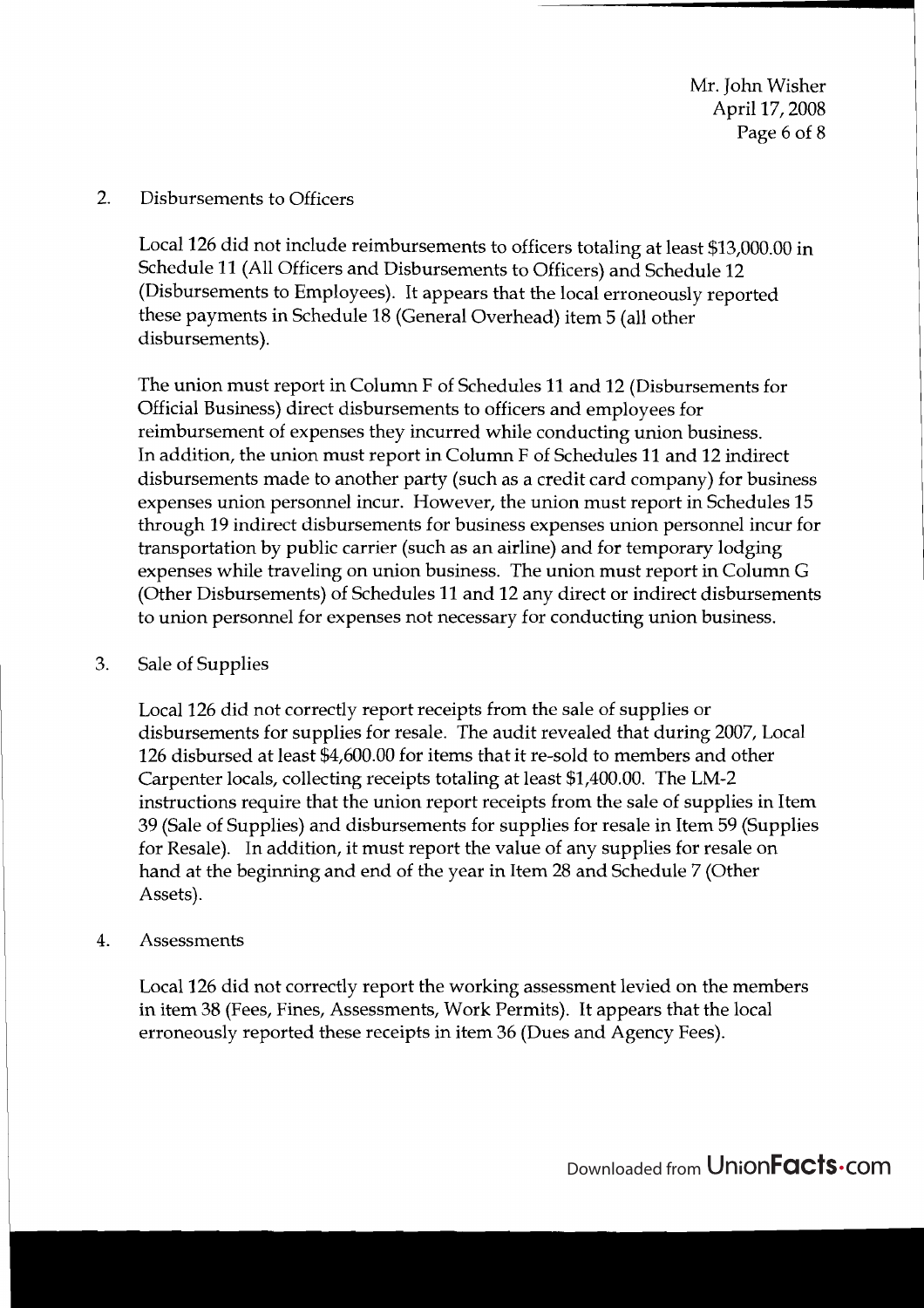2. Disbursements to Officers

   Local 126 did not include reimbursements to officers totaling at least $13,000.00 in Schedule 11 (All Officers and Disbursements to Officers) and Schedule 12 (Disbursements to Employees). It appears that the local erroneously reported these payments in Schedule 18 (General Overhead) item 5 (all other disbursements).

   The union must report in Column F of Schedules 11 and 12 (Disbursements for Official Business) direct disbursements to officers and employees for reimbursement of expenses they incurred while conducting union business. In addition, the union must report in Column F of Schedules 11 and 12 indirect disbursements made to another party (such as a credit card company) for business expenses union personnel incur. However, the union must report in Schedules 15 through 19 indirect disbursements for business expenses union personnel incur for transportation by public carrier (such as an airline) and for temporary lodging expenses while traveling on union business. The union must report in Column G (Other Disbursements) of Schedules 11 and 12 any direct or indirect disbursements to union personnel for expenses not necessary for conducting union business.

3. Sale of Supplies

   Local 126 did not correctly report receipts from the sale of supplies or disbursements for supplies for resale. The audit revealed that during 2007, Local 126 disbursed at least $4,600.00 for items that it re-sold to members and other Carpenter locals, collecting receipts totaling at least $1,400.00. The LM-2 instructions require that the union report receipts from the sale of supplies in Item 39 (Sale of Supplies) and disbursements for supplies for resale in Item 59 (Supplies for Resale). In addition, it must report the value of any supplies for resale on hand at the beginning and end of the year in Item 28 and Schedule 7 (Other Assets).

4. Assessments

   Local 126 did not correctly report the working assessment levied on the members in item 38 (Fees, Fines, Assessments, Work Permits). It appears that the local erroneously reported these receipts in item 36 (Dues and Agency Fees).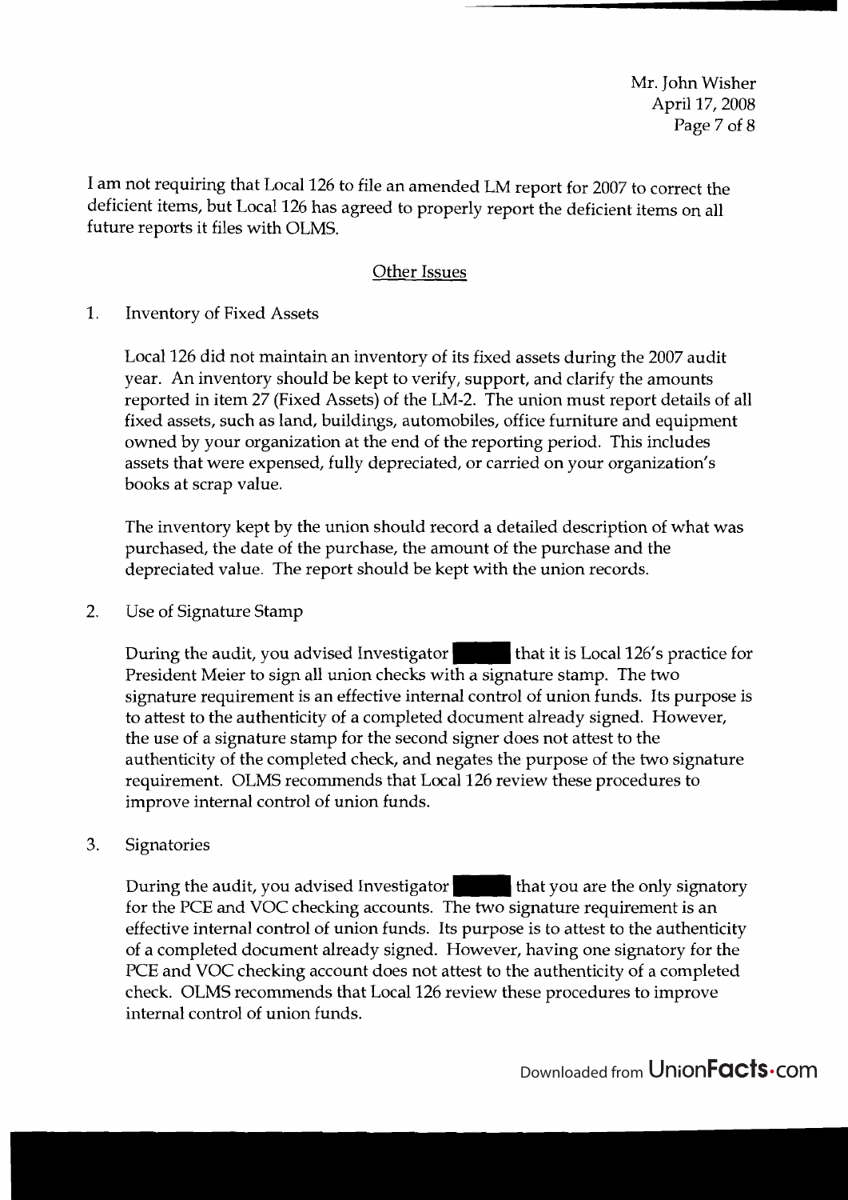I am not requiring that Local 126 to file an amended LM report for 2007 to correct the deficient items, but Local 126 has agreed to properly report the deficient items on all future reports it files with OLMS.

## Other Issues

1. Inventory of Fixed Assets

   Local 126 did not maintain an inventory of its fixed assets during the 2007 audit year. An inventory should be kept to verify, support, and clarify the amounts reported in item 27 (Fixed Assets) of the LM-2. The union must report details of all fixed assets, such as land, buildings, automobiles, office furniture and equipment owned by your organization at the end of the reporting period. This includes assets that were expensed, fully depreciated, or carried on your organization's books at scrap value.

   The inventory kept by the union should record a detailed description of what was purchased, the date of the purchase, the amount of the purchase and the depreciated value. The report should be kept with the union records.

2. Use of Signature Stamp

   During the audit, you advised Investigator ██████ that it is Local 126's practice for President Meier to sign all union checks with a signature stamp. The two signature requirement is an effective internal control of union funds. Its purpose is to attest to the authenticity of a completed document already signed. However, the use of a signature stamp for the second signer does not attest to the authenticity of the completed check, and negates the purpose of the two signature requirement. OLMS recommends that Local 126 review these procedures to improve internal control of union funds.

3. Signatories

   During the audit, you advised Investigator ██████ that you are the only signatory for the PCE and VOC checking accounts. The two signature requirement is an effective internal control of union funds. Its purpose is to attest to the authenticity of a completed document already signed. However, having one signatory for the PCE and VOC checking account does not attest to the authenticity of a completed check. OLMS recommends that Local 126 review these procedures to improve internal control of union funds.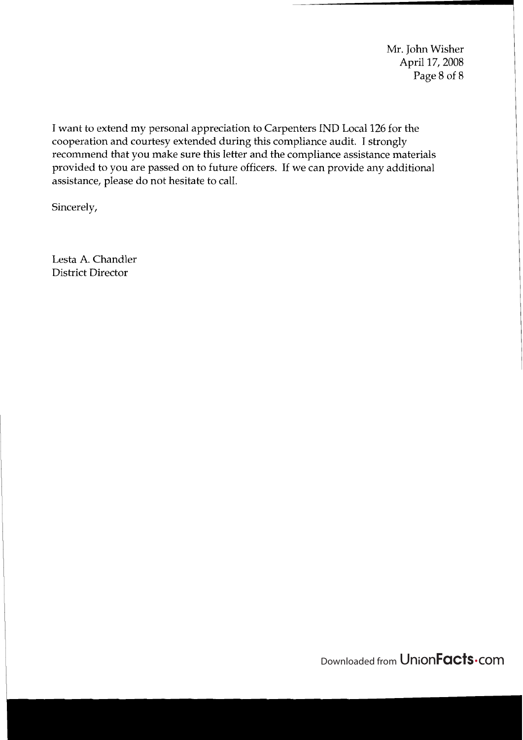I want to extend my personal appreciation to Carpenters IND Local 126 for the cooperation and courtesy extended during this compliance audit. I strongly recommend that you make sure this letter and the compliance assistance materials provided to you are passed on to future officers. If we can provide any additional assistance, please do not hesitate to call.

Sincerely,

Lesta A. Chandler
District Director